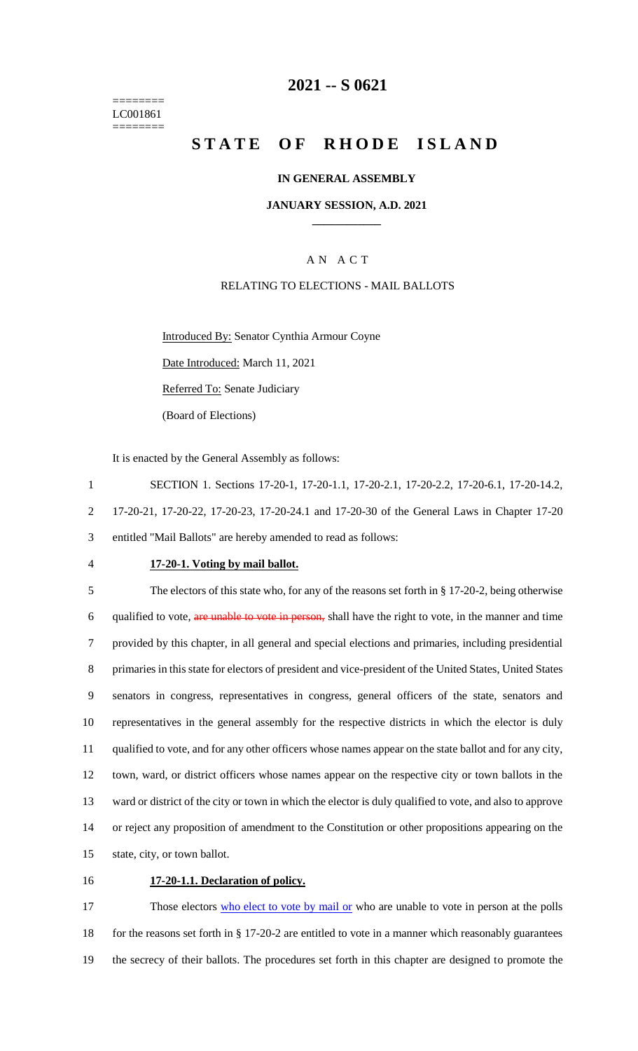========
LC001861
========

# 2021 -- S 0621

# STATE OF RHODE ISLAND

**IN GENERAL ASSEMBLY**

**JANUARY SESSION, A.D. 2021**

____________

A N A C T

RELATING TO ELECTIONS - MAIL BALLOTS

Introduced By: Senator Cynthia Armour Coyne

Date Introduced: March 11, 2021

Referred To: Senate Judiciary

(Board of Elections)

It is enacted by the General Assembly as follows:

1 SECTION 1. Sections 17-20-1, 17-20-1.1, 17-20-2.1, 17-20-2.2, 17-20-6.1, 17-20-14.2,
2 17-20-21, 17-20-22, 17-20-23, 17-20-24.1 and 17-20-30 of the General Laws in Chapter 17-20
3 entitled "Mail Ballots" are hereby amended to read as follows:

4 **17-20-1. Voting by mail ballot.**

5 The electors of this state who, for any of the reasons set forth in § 17-20-2, being otherwise
6 qualified to vote, ~~are unable to vote in person,~~ shall have the right to vote, in the manner and time
7 provided by this chapter, in all general and special elections and primaries, including presidential
8 primaries in this state for electors of president and vice-president of the United States, United States
9 senators in congress, representatives in congress, general officers of the state, senators and
10 representatives in the general assembly for the respective districts in which the elector is duly
11 qualified to vote, and for any other officers whose names appear on the state ballot and for any city,
12 town, ward, or district officers whose names appear on the respective city or town ballots in the
13 ward or district of the city or town in which the elector is duly qualified to vote, and also to approve
14 or reject any proposition of amendment to the Constitution or other propositions appearing on the
15 state, city, or town ballot.

16 **17-20-1.1. Declaration of policy.**

17 Those electors <u>who elect to vote by mail or</u> who are unable to vote in person at the polls
18 for the reasons set forth in § 17-20-2 are entitled to vote in a manner which reasonably guarantees
19 the secrecy of their ballots. The procedures set forth in this chapter are designed to promote the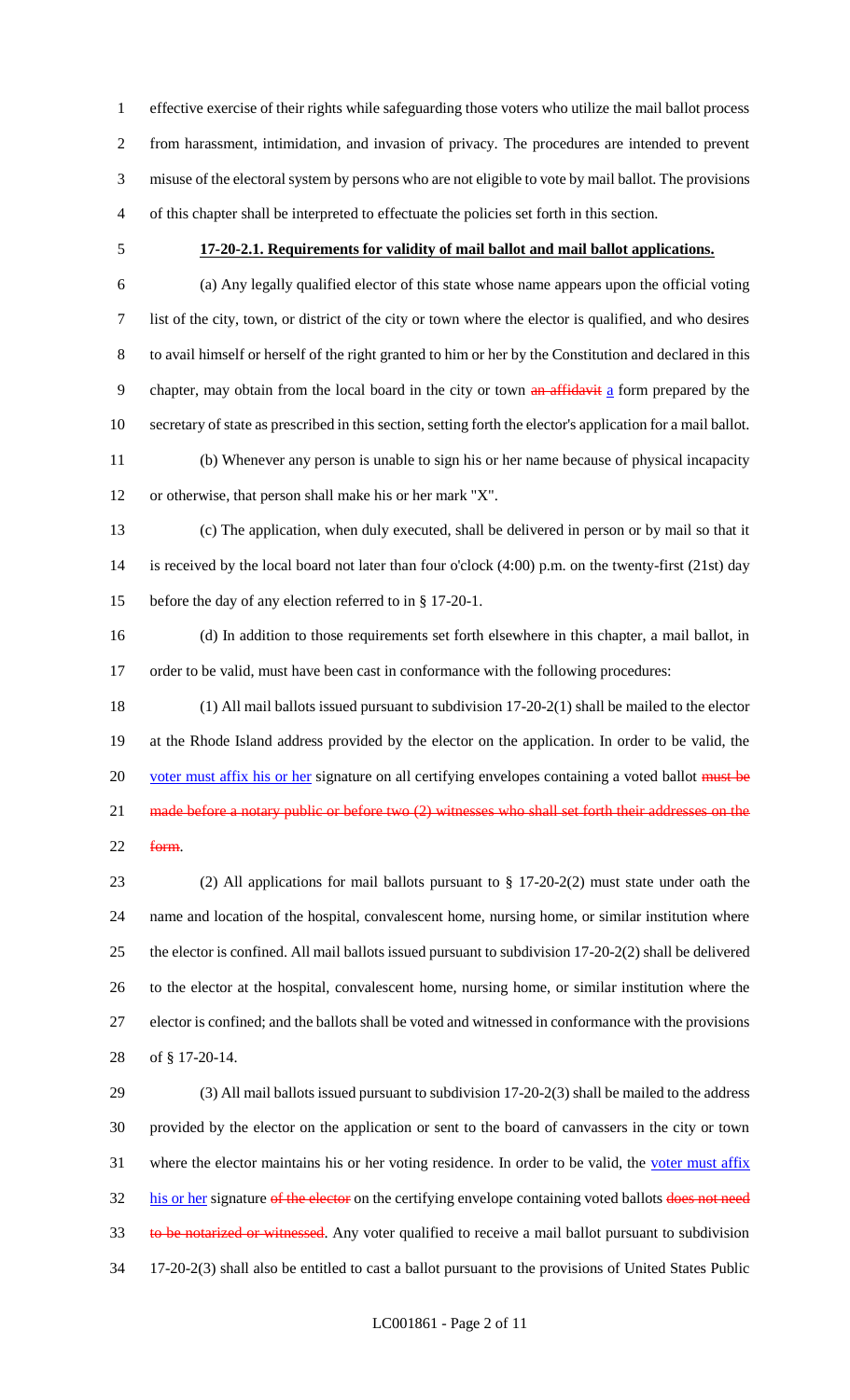effective exercise of their rights while safeguarding those voters who utilize the mail ballot process from harassment, intimidation, and invasion of privacy. The procedures are intended to prevent misuse of the electoral system by persons who are not eligible to vote by mail ballot. The provisions of this chapter shall be interpreted to effectuate the policies set forth in this section.

**17-20-2.1. Requirements for validity of mail ballot and mail ballot applications.**

(a) Any legally qualified elector of this state whose name appears upon the official voting list of the city, town, or district of the city or town where the elector is qualified, and who desires to avail himself or herself of the right granted to him or her by the Constitution and declared in this chapter, may obtain from the local board in the city or town ~~an affidavit~~ a form prepared by the secretary of state as prescribed in this section, setting forth the elector's application for a mail ballot.

(b) Whenever any person is unable to sign his or her name because of physical incapacity or otherwise, that person shall make his or her mark "X".

(c) The application, when duly executed, shall be delivered in person or by mail so that it is received by the local board not later than four o'clock (4:00) p.m. on the twenty-first (21st) day before the day of any election referred to in § 17-20-1.

(d) In addition to those requirements set forth elsewhere in this chapter, a mail ballot, in order to be valid, must have been cast in conformance with the following procedures:

(1) All mail ballots issued pursuant to subdivision 17-20-2(1) shall be mailed to the elector at the Rhode Island address provided by the elector on the application. In order to be valid, the voter must affix his or her signature on all certifying envelopes containing a voted ballot ~~must be made before a notary public or before two (2) witnesses who shall set forth their addresses on the form~~.

(2) All applications for mail ballots pursuant to § 17-20-2(2) must state under oath the name and location of the hospital, convalescent home, nursing home, or similar institution where the elector is confined. All mail ballots issued pursuant to subdivision 17-20-2(2) shall be delivered to the elector at the hospital, convalescent home, nursing home, or similar institution where the elector is confined; and the ballots shall be voted and witnessed in conformance with the provisions of § 17-20-14.

(3) All mail ballots issued pursuant to subdivision 17-20-2(3) shall be mailed to the address provided by the elector on the application or sent to the board of canvassers in the city or town where the elector maintains his or her voting residence. In order to be valid, the voter must affix his or her signature ~~of the elector~~ on the certifying envelope containing voted ballots ~~does not need to be notarized or witnessed~~. Any voter qualified to receive a mail ballot pursuant to subdivision 17-20-2(3) shall also be entitled to cast a ballot pursuant to the provisions of United States Public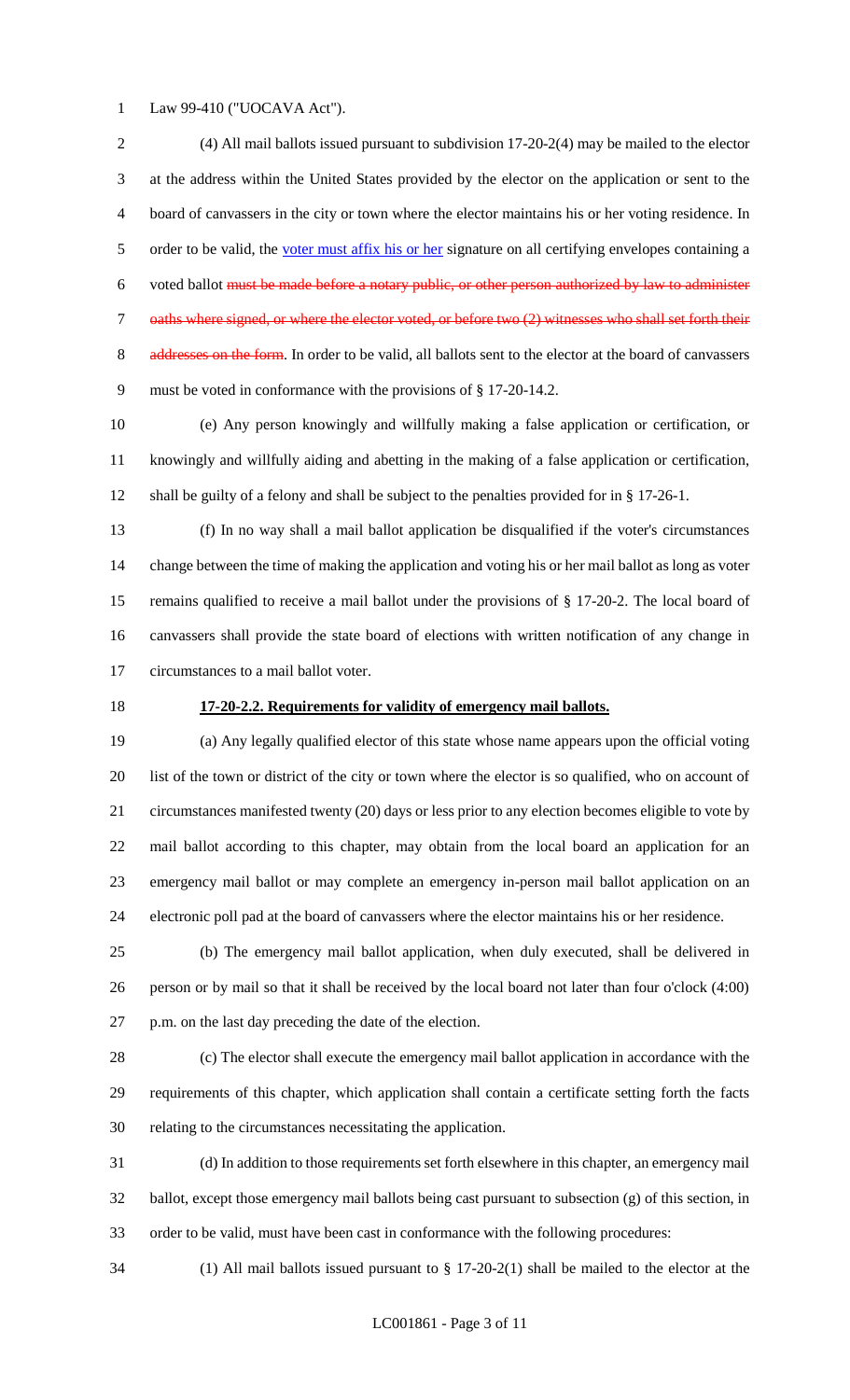Law 99-410 ("UOCAVA Act").

(4) All mail ballots issued pursuant to subdivision 17-20-2(4) may be mailed to the elector at the address within the United States provided by the elector on the application or sent to the board of canvassers in the city or town where the elector maintains his or her voting residence. In order to be valid, the voter must affix his or her signature on all certifying envelopes containing a voted ballot ~~must be made before a notary public, or other person authorized by law to administer oaths where signed, or where the elector voted, or before two (2) witnesses who shall set forth their addresses on the form~~. In order to be valid, all ballots sent to the elector at the board of canvassers must be voted in conformance with the provisions of § 17-20-14.2.

(e) Any person knowingly and willfully making a false application or certification, or knowingly and willfully aiding and abetting in the making of a false application or certification, shall be guilty of a felony and shall be subject to the penalties provided for in § 17-26-1.

(f) In no way shall a mail ballot application be disqualified if the voter's circumstances change between the time of making the application and voting his or her mail ballot as long as voter remains qualified to receive a mail ballot under the provisions of § 17-20-2. The local board of canvassers shall provide the state board of elections with written notification of any change in circumstances to a mail ballot voter.

**17-20-2.2. Requirements for validity of emergency mail ballots.**

(a) Any legally qualified elector of this state whose name appears upon the official voting list of the town or district of the city or town where the elector is so qualified, who on account of circumstances manifested twenty (20) days or less prior to any election becomes eligible to vote by mail ballot according to this chapter, may obtain from the local board an application for an emergency mail ballot or may complete an emergency in-person mail ballot application on an electronic poll pad at the board of canvassers where the elector maintains his or her residence.

(b) The emergency mail ballot application, when duly executed, shall be delivered in person or by mail so that it shall be received by the local board not later than four o'clock (4:00) p.m. on the last day preceding the date of the election.

(c) The elector shall execute the emergency mail ballot application in accordance with the requirements of this chapter, which application shall contain a certificate setting forth the facts relating to the circumstances necessitating the application.

(d) In addition to those requirements set forth elsewhere in this chapter, an emergency mail ballot, except those emergency mail ballots being cast pursuant to subsection (g) of this section, in order to be valid, must have been cast in conformance with the following procedures:

(1) All mail ballots issued pursuant to § 17-20-2(1) shall be mailed to the elector at the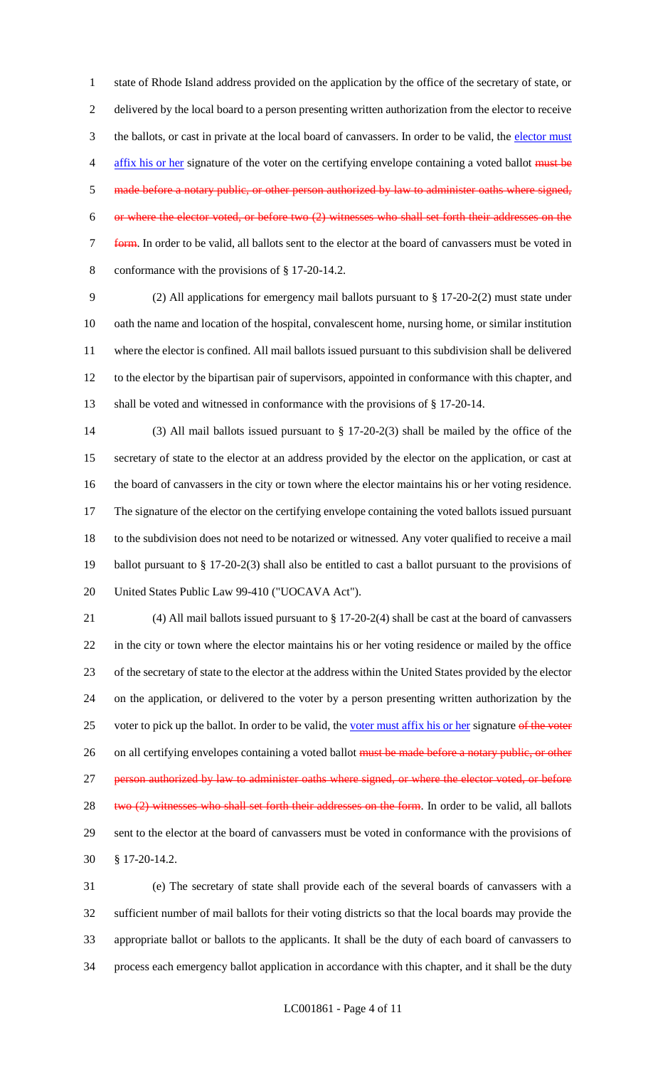state of Rhode Island address provided on the application by the office of the secretary of state, or delivered by the local board to a person presenting written authorization from the elector to receive the ballots, or cast in private at the local board of canvassers. In order to be valid, the elector must affix his or her signature of the voter on the certifying envelope containing a voted ballot ~~must be made before a notary public, or other person authorized by law to administer oaths where signed, or where the elector voted, or before two (2) witnesses who shall set forth their addresses on the form~~. In order to be valid, all ballots sent to the elector at the board of canvassers must be voted in conformance with the provisions of § 17-20-14.2.

(2) All applications for emergency mail ballots pursuant to § 17-20-2(2) must state under oath the name and location of the hospital, convalescent home, nursing home, or similar institution where the elector is confined. All mail ballots issued pursuant to this subdivision shall be delivered to the elector by the bipartisan pair of supervisors, appointed in conformance with this chapter, and shall be voted and witnessed in conformance with the provisions of § 17-20-14.

(3) All mail ballots issued pursuant to § 17-20-2(3) shall be mailed by the office of the secretary of state to the elector at an address provided by the elector on the application, or cast at the board of canvassers in the city or town where the elector maintains his or her voting residence. The signature of the elector on the certifying envelope containing the voted ballots issued pursuant to the subdivision does not need to be notarized or witnessed. Any voter qualified to receive a mail ballot pursuant to § 17-20-2(3) shall also be entitled to cast a ballot pursuant to the provisions of United States Public Law 99-410 ("UOCAVA Act").

(4) All mail ballots issued pursuant to § 17-20-2(4) shall be cast at the board of canvassers in the city or town where the elector maintains his or her voting residence or mailed by the office of the secretary of state to the elector at the address within the United States provided by the elector on the application, or delivered to the voter by a person presenting written authorization by the voter to pick up the ballot. In order to be valid, the voter must affix his or her signature ~~of the voter~~ on all certifying envelopes containing a voted ballot ~~must be made before a notary public, or other person authorized by law to administer oaths where signed, or where the elector voted, or before two (2) witnesses who shall set forth their addresses on the form~~. In order to be valid, all ballots sent to the elector at the board of canvassers must be voted in conformance with the provisions of § 17-20-14.2.

(e) The secretary of state shall provide each of the several boards of canvassers with a sufficient number of mail ballots for their voting districts so that the local boards may provide the appropriate ballot or ballots to the applicants. It shall be the duty of each board of canvassers to process each emergency ballot application in accordance with this chapter, and it shall be the duty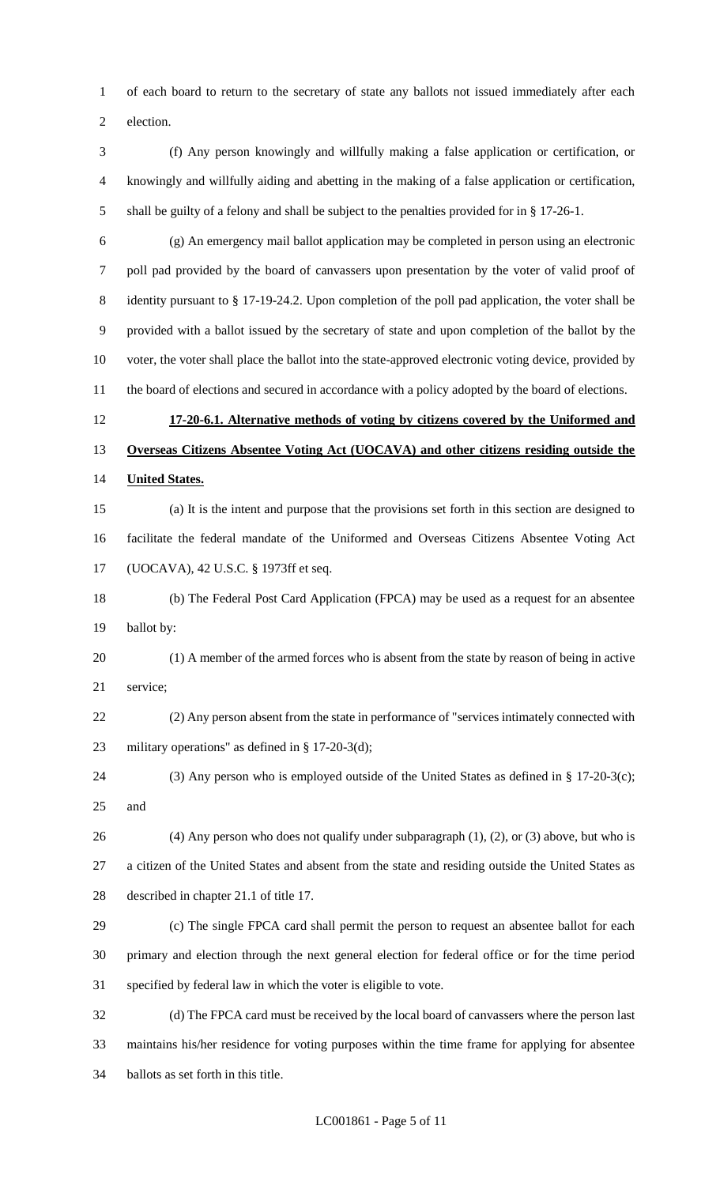of each board to return to the secretary of state any ballots not issued immediately after each election.

(f) Any person knowingly and willfully making a false application or certification, or knowingly and willfully aiding and abetting in the making of a false application or certification, shall be guilty of a felony and shall be subject to the penalties provided for in § 17-26-1.

(g) An emergency mail ballot application may be completed in person using an electronic poll pad provided by the board of canvassers upon presentation by the voter of valid proof of identity pursuant to § 17-19-24.2. Upon completion of the poll pad application, the voter shall be provided with a ballot issued by the secretary of state and upon completion of the ballot by the voter, the voter shall place the ballot into the state-approved electronic voting device, provided by the board of elections and secured in accordance with a policy adopted by the board of elections.

**17-20-6.1. Alternative methods of voting by citizens covered by the Uniformed and Overseas Citizens Absentee Voting Act (UOCAVA) and other citizens residing outside the United States.**

(a) It is the intent and purpose that the provisions set forth in this section are designed to facilitate the federal mandate of the Uniformed and Overseas Citizens Absentee Voting Act (UOCAVA), 42 U.S.C. § 1973ff et seq.

(b) The Federal Post Card Application (FPCA) may be used as a request for an absentee ballot by:

(1) A member of the armed forces who is absent from the state by reason of being in active service;

(2) Any person absent from the state in performance of "services intimately connected with military operations" as defined in § 17-20-3(d);

(3) Any person who is employed outside of the United States as defined in § 17-20-3(c); and

(4) Any person who does not qualify under subparagraph (1), (2), or (3) above, but who is a citizen of the United States and absent from the state and residing outside the United States as described in chapter 21.1 of title 17.

(c) The single FPCA card shall permit the person to request an absentee ballot for each primary and election through the next general election for federal office or for the time period specified by federal law in which the voter is eligible to vote.

(d) The FPCA card must be received by the local board of canvassers where the person last maintains his/her residence for voting purposes within the time frame for applying for absentee ballots as set forth in this title.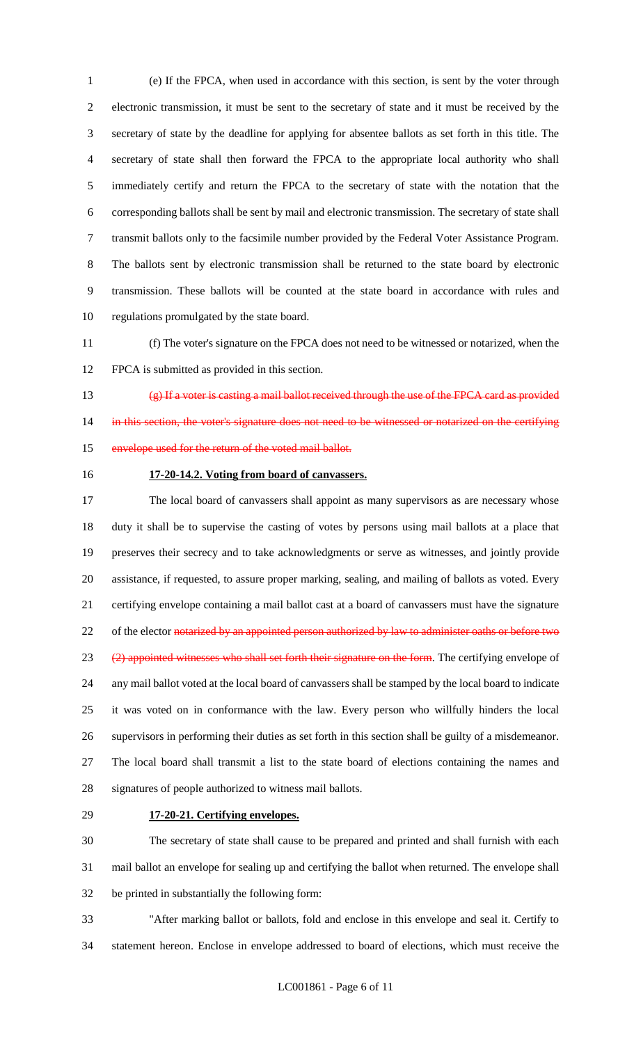(e) If the FPCA, when used in accordance with this section, is sent by the voter through electronic transmission, it must be sent to the secretary of state and it must be received by the secretary of state by the deadline for applying for absentee ballots as set forth in this title. The secretary of state shall then forward the FPCA to the appropriate local authority who shall immediately certify and return the FPCA to the secretary of state with the notation that the corresponding ballots shall be sent by mail and electronic transmission. The secretary of state shall transmit ballots only to the facsimile number provided by the Federal Voter Assistance Program. The ballots sent by electronic transmission shall be returned to the state board by electronic transmission. These ballots will be counted at the state board in accordance with rules and regulations promulgated by the state board.

(f) The voter's signature on the FPCA does not need to be witnessed or notarized, when the FPCA is submitted as provided in this section.

~~(g) If a voter is casting a mail ballot received through the use of the FPCA card as provided in this section, the voter's signature does not need to be witnessed or notarized on the certifying envelope used for the return of the voted mail ballot.~~

**17-20-14.2. Voting from board of canvassers.**

The local board of canvassers shall appoint as many supervisors as are necessary whose duty it shall be to supervise the casting of votes by persons using mail ballots at a place that preserves their secrecy and to take acknowledgments or serve as witnesses, and jointly provide assistance, if requested, to assure proper marking, sealing, and mailing of ballots as voted. Every certifying envelope containing a mail ballot cast at a board of canvassers must have the signature of the elector ~~notarized by an appointed person authorized by law to administer oaths or before two (2) appointed witnesses who shall set forth their signature on the form~~. The certifying envelope of any mail ballot voted at the local board of canvassers shall be stamped by the local board to indicate it was voted on in conformance with the law. Every person who willfully hinders the local supervisors in performing their duties as set forth in this section shall be guilty of a misdemeanor. The local board shall transmit a list to the state board of elections containing the names and signatures of people authorized to witness mail ballots.

**17-20-21. Certifying envelopes.**

The secretary of state shall cause to be prepared and printed and shall furnish with each mail ballot an envelope for sealing up and certifying the ballot when returned. The envelope shall be printed in substantially the following form:

"After marking ballot or ballots, fold and enclose in this envelope and seal it. Certify to statement hereon. Enclose in envelope addressed to board of elections, which must receive the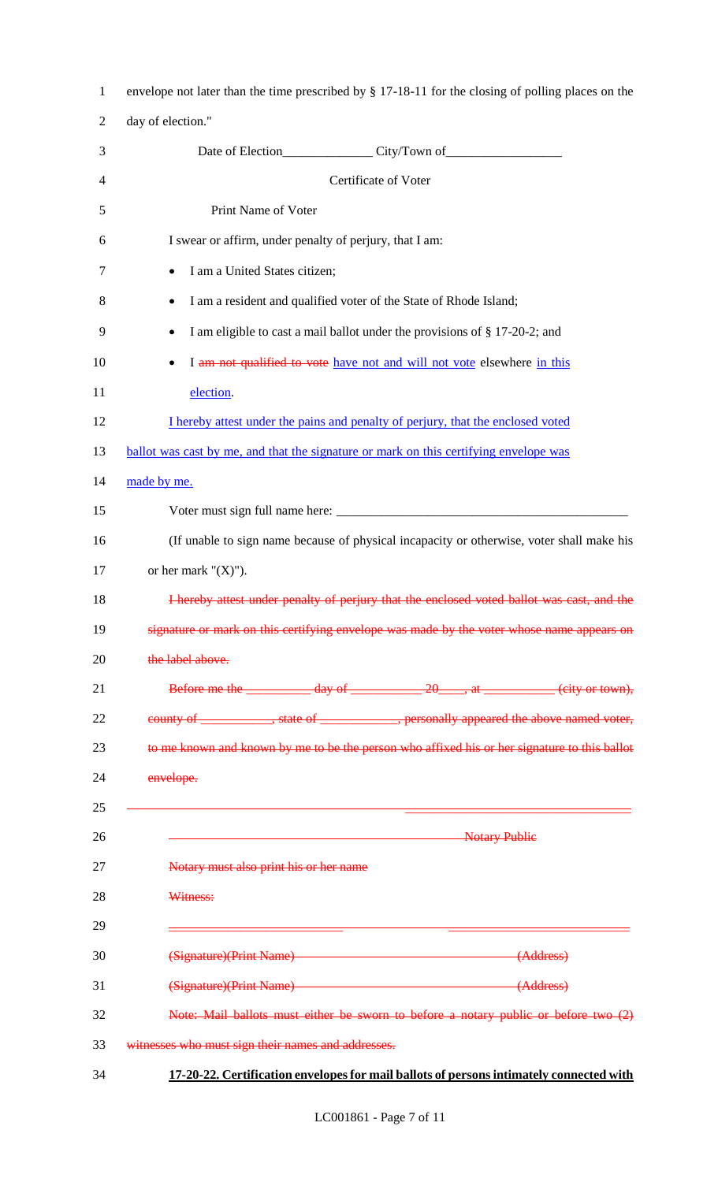envelope not later than the time prescribed by § 17-18-11 for the closing of polling places on the day of election."

Date of Election______________ City/Town of__________________

Certificate of Voter

Print Name of Voter

I swear or affirm, under penalty of perjury, that I am:

- I am a United States citizen;
- I am a resident and qualified voter of the State of Rhode Island;
- I am eligible to cast a mail ballot under the provisions of § 17-20-2; and
- I ~~am not qualified to vote~~ have not and will not vote elsewhere in this election.

I hereby attest under the pains and penalty of perjury, that the enclosed voted ballot was cast by me, and that the signature or mark on this certifying envelope was made by me.

Voter must sign full name here: _______________________________________________

(If unable to sign name because of physical incapacity or otherwise, voter shall make his or her mark "(X)").

~~I hereby attest under penalty of perjury that the enclosed voted ballot was cast, and the signature or mark on this certifying envelope was made by the voter whose name appears on the label above.~~

~~Before me the __________ day of ___________ 20____, at ___________ (city or town), county of ___________, state of ____________, personally appeared the above named voter, to me known and known by me to be the person who affixed his or her signature to this ballot envelope.~~

~~______________________________________ Notary Public~~

~~Notary must also print his or her name~~

~~Witness:~~

~~(Signature)(Print Name) (Address)~~

~~(Signature)(Print Name) (Address)~~

~~Note: Mail ballots must either be sworn to before a notary public or before two (2) witnesses who must sign their names and addresses.~~

**17-20-22. Certification envelopes for mail ballots of persons intimately connected with**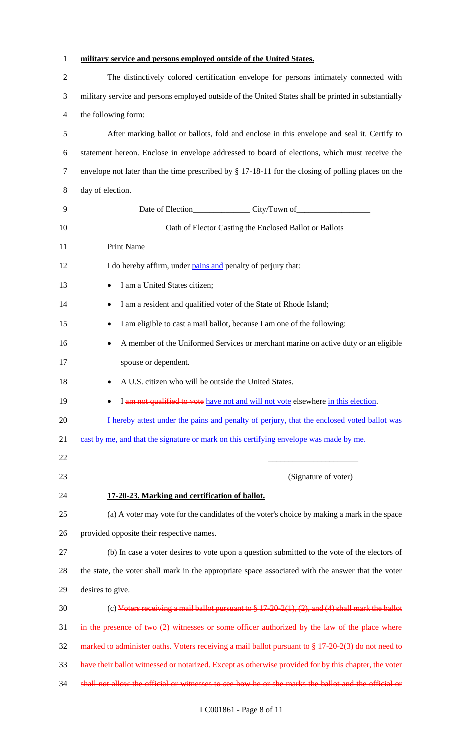**military service and persons employed outside of the United States.**

The distinctively colored certification envelope for persons intimately connected with military service and persons employed outside of the United States shall be printed in substantially the following form:

After marking ballot or ballots, fold and enclose in this envelope and seal it. Certify to statement hereon. Enclose in envelope addressed to board of elections, which must receive the envelope not later than the time prescribed by § 17-18-11 for the closing of polling places on the day of election.

Date of Election______________ City/Town of__________________

Oath of Elector Casting the Enclosed Ballot or Ballots

Print Name

I do hereby affirm, under pains and penalty of perjury that:

- I am a United States citizen;
- I am a resident and qualified voter of the State of Rhode Island;
- I am eligible to cast a mail ballot, because I am one of the following:
- A member of the Uniformed Services or merchant marine on active duty or an eligible spouse or dependent.
- A U.S. citizen who will be outside the United States.
- I ~~am not qualified to vote~~ have not and will not vote elsewhere in this election.

I hereby attest under the pains and penalty of perjury, that the enclosed voted ballot was cast by me, and that the signature or mark on this certifying envelope was made by me.

______________________

(Signature of voter)

**17-20-23. Marking and certification of ballot.**

(a) A voter may vote for the candidates of the voter's choice by making a mark in the space provided opposite their respective names.

(b) In case a voter desires to vote upon a question submitted to the vote of the electors of the state, the voter shall mark in the appropriate space associated with the answer that the voter desires to give.

(c) ~~Voters receiving a mail ballot pursuant to § 17-20-2(1), (2), and (4) shall mark the ballot in the presence of two (2) witnesses or some officer authorized by the law of the place where marked to administer oaths. Voters receiving a mail ballot pursuant to § 17-20-2(3) do not need to have their ballot witnessed or notarized. Except as otherwise provided for by this chapter, the voter shall not allow the official or witnesses to see how he or she marks the ballot and the official or~~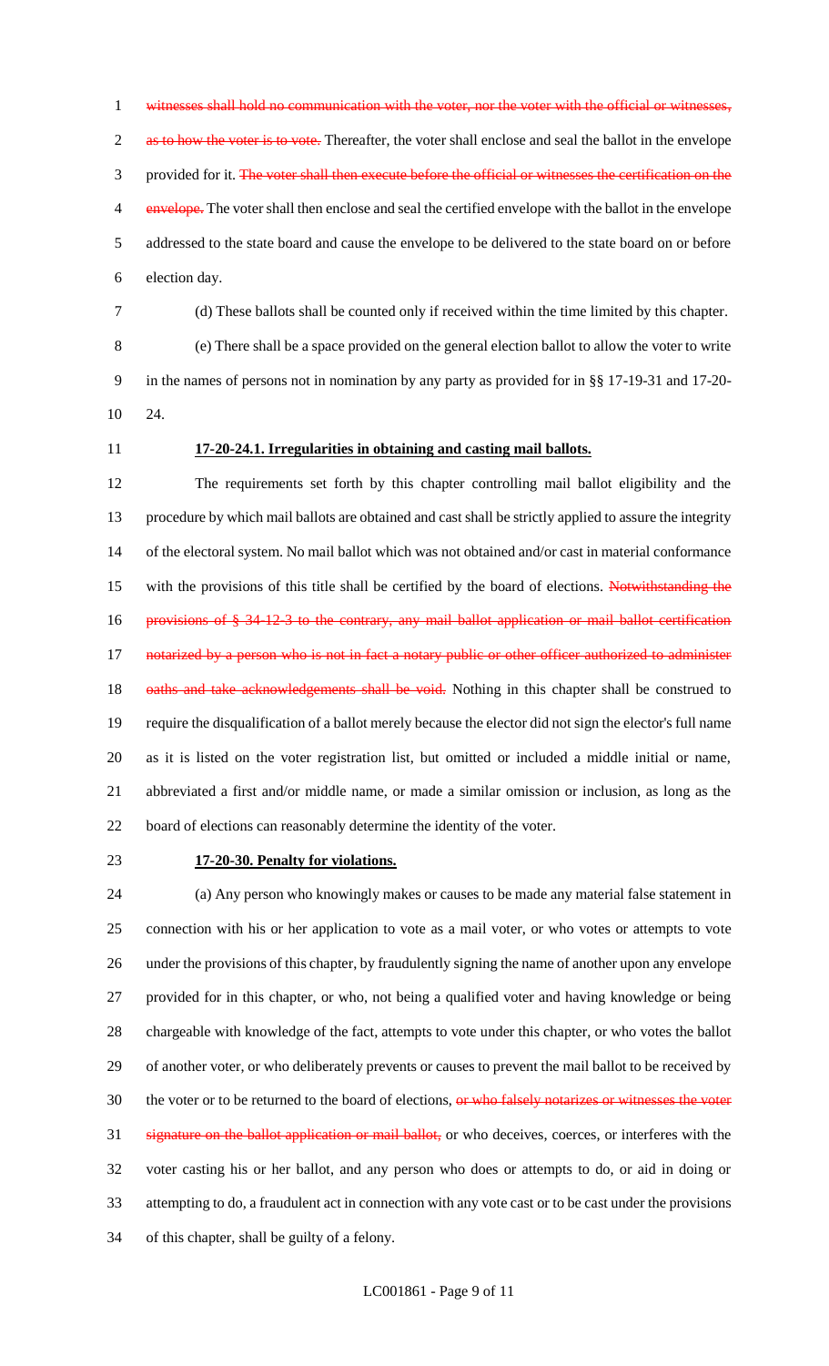witnesses shall hold no communication with the voter, nor the voter with the official or witnesses, as to how the voter is to vote. Thereafter, the voter shall enclose and seal the ballot in the envelope provided for it. The voter shall then execute before the official or witnesses the certification on the envelope. The voter shall then enclose and seal the certified envelope with the ballot in the envelope addressed to the state board and cause the envelope to be delivered to the state board on or before election day.

(d) These ballots shall be counted only if received within the time limited by this chapter.

(e) There shall be a space provided on the general election ballot to allow the voter to write in the names of persons not in nomination by any party as provided for in §§ 17-19-31 and 17-20-24.

**17-20-24.1. Irregularities in obtaining and casting mail ballots.**

The requirements set forth by this chapter controlling mail ballot eligibility and the procedure by which mail ballots are obtained and cast shall be strictly applied to assure the integrity of the electoral system. No mail ballot which was not obtained and/or cast in material conformance with the provisions of this title shall be certified by the board of elections. Notwithstanding the provisions of § 34-12-3 to the contrary, any mail ballot application or mail ballot certification notarized by a person who is not in fact a notary public or other officer authorized to administer oaths and take acknowledgements shall be void. Nothing in this chapter shall be construed to require the disqualification of a ballot merely because the elector did not sign the elector's full name as it is listed on the voter registration list, but omitted or included a middle initial or name, abbreviated a first and/or middle name, or made a similar omission or inclusion, as long as the board of elections can reasonably determine the identity of the voter.

**17-20-30. Penalty for violations.**

(a) Any person who knowingly makes or causes to be made any material false statement in connection with his or her application to vote as a mail voter, or who votes or attempts to vote under the provisions of this chapter, by fraudulently signing the name of another upon any envelope provided for in this chapter, or who, not being a qualified voter and having knowledge or being chargeable with knowledge of the fact, attempts to vote under this chapter, or who votes the ballot of another voter, or who deliberately prevents or causes to prevent the mail ballot to be received by the voter or to be returned to the board of elections, or who falsely notarizes or witnesses the voter signature on the ballot application or mail ballot, or who deceives, coerces, or interferes with the voter casting his or her ballot, and any person who does or attempts to do, or aid in doing or attempting to do, a fraudulent act in connection with any vote cast or to be cast under the provisions of this chapter, shall be guilty of a felony.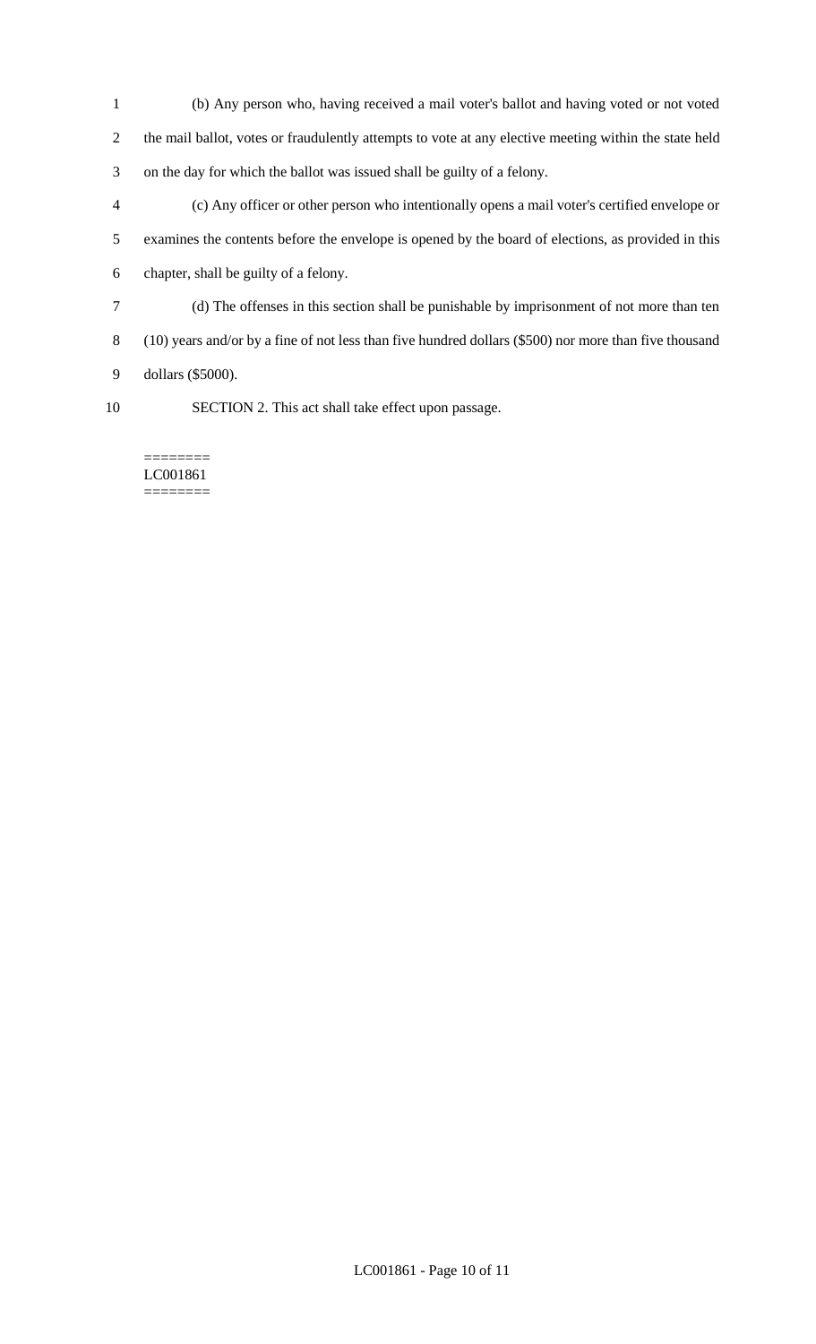(b) Any person who, having received a mail voter's ballot and having voted or not voted the mail ballot, votes or fraudulently attempts to vote at any elective meeting within the state held on the day for which the ballot was issued shall be guilty of a felony.

(c) Any officer or other person who intentionally opens a mail voter's certified envelope or examines the contents before the envelope is opened by the board of elections, as provided in this chapter, shall be guilty of a felony.

(d) The offenses in this section shall be punishable by imprisonment of not more than ten (10) years and/or by a fine of not less than five hundred dollars ($500) nor more than five thousand dollars ($5000).

SECTION 2. This act shall take effect upon passage.

========
LC001861
========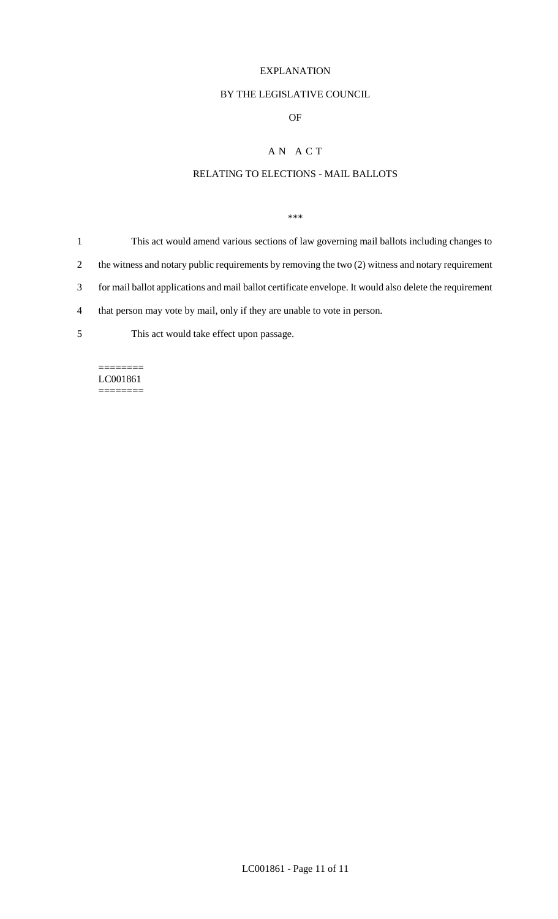EXPLANATION

BY THE LEGISLATIVE COUNCIL

OF

A N A C T

RELATING TO ELECTIONS - MAIL BALLOTS

\*\*\*

1 This act would amend various sections of law governing mail ballots including changes to
2 the witness and notary public requirements by removing the two (2) witness and notary requirement
3 for mail ballot applications and mail ballot certificate envelope. It would also delete the requirement
4 that person may vote by mail, only if they are unable to vote in person.
5 This act would take effect upon passage.

========
LC001861
========